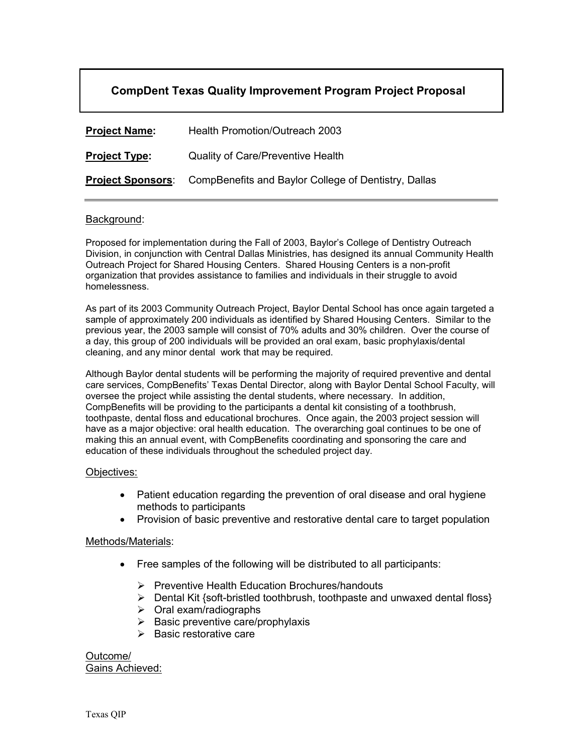# CompDent Texas Quality Improvement Program Project Proposal

**Project Name:** Health Promotion/Outreach 2003

**Project Type:** Quality of Care/Preventive Health

**Project Sponsors**: CompBenefits and Baylor College of Dentistry, Dallas

---

## Background:

Proposed for implementation during the Fall of 2003, Baylor's College of Dentistry Outreach Division, in conjunction with Central Dallas Ministries, has designed its annual Community Health Outreach Project for Shared Housing Centers. Shared Housing Centers is a non-profit organization that provides assistance to families and individuals in their struggle to avoid homelessness.

As part of its 2003 Community Outreach Project, Baylor Dental School has once again targeted a sample of approximately 200 individuals as identified by Shared Housing Centers. Similar to the previous year, the 2003 sample will consist of 70% adults and 30% children. Over the course of a day, this group of 200 individuals will be provided an oral exam, basic prophylaxis/dental cleaning, and any minor dental work that may be required.

Although Baylor dental students will be performing the majority of required preventive and dental care services, CompBenefits' Texas Dental Director, along with Baylor Dental School Faculty, will oversee the project while assisting the dental students, where necessary. In addition, CompBenefits will be providing to the participants a dental kit consisting of a toothbrush, toothpaste, dental floss and educational brochures. Once again, the 2003 project session will have as a major objective: oral health education. The overarching goal continues to be one of making this an annual event, with CompBenefits coordinating and sponsoring the care and education of these individuals throughout the scheduled project day.

## Objectives:

- Patient education regarding the prevention of oral disease and oral hygiene methods to participants
- Provision of basic preventive and restorative dental care to target population

## Methods/Materials:

- Free samples of the following will be distributed to all participants:
  - Preventive Health Education Brochures/handouts
  - Dental Kit {soft-bristled toothbrush, toothpaste and unwaxed dental floss}
  - Oral exam/radiographs
  - Basic preventive care/prophylaxis
  - Basic restorative care

## Outcome/ Gains Achieved: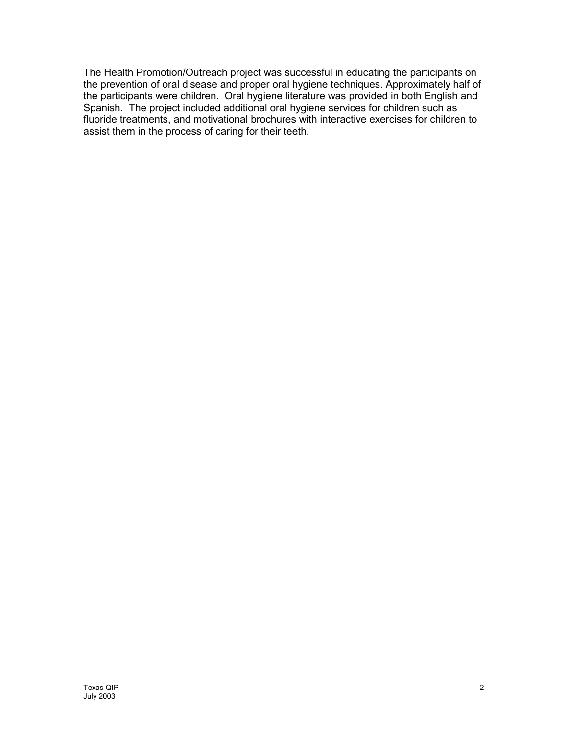The Health Promotion/Outreach project was successful in educating the participants on the prevention of oral disease and proper oral hygiene techniques. Approximately half of the participants were children. Oral hygiene literature was provided in both English and Spanish. The project included additional oral hygiene services for children such as fluoride treatments, and motivational brochures with interactive exercises for children to assist them in the process of caring for their teeth.